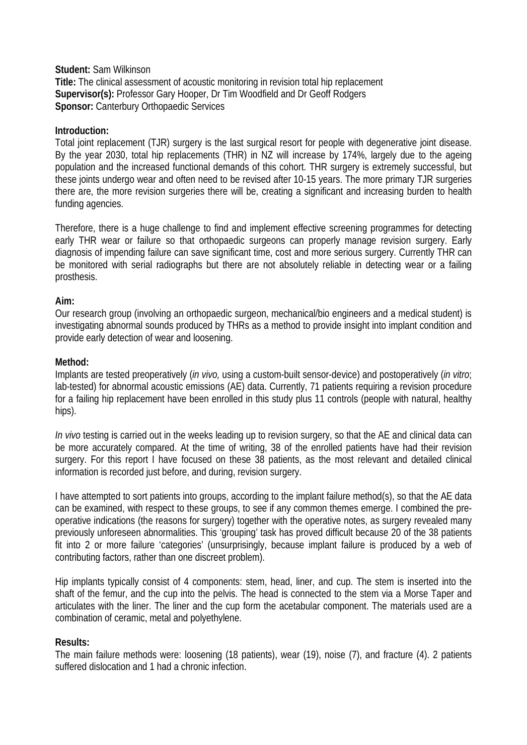**Student:** Sam Wilkinson
**Title:** The clinical assessment of acoustic monitoring in revision total hip replacement
**Supervisor(s):** Professor Gary Hooper, Dr Tim Woodfield and Dr Geoff Rodgers
**Sponsor:** Canterbury Orthopaedic Services

**Introduction:**

Total joint replacement (TJR) surgery is the last surgical resort for people with degenerative joint disease. By the year 2030, total hip replacements (THR) in NZ will increase by 174%, largely due to the ageing population and the increased functional demands of this cohort. THR surgery is extremely successful, but these joints undergo wear and often need to be revised after 10-15 years. The more primary TJR surgeries there are, the more revision surgeries there will be, creating a significant and increasing burden to health funding agencies.

Therefore, there is a huge challenge to find and implement effective screening programmes for detecting early THR wear or failure so that orthopaedic surgeons can properly manage revision surgery. Early diagnosis of impending failure can save significant time, cost and more serious surgery. Currently THR can be monitored with serial radiographs but there are not absolutely reliable in detecting wear or a failing prosthesis.

**Aim:**

Our research group (involving an orthopaedic surgeon, mechanical/bio engineers and a medical student) is investigating abnormal sounds produced by THRs as a method to provide insight into implant condition and provide early detection of wear and loosening.

**Method:**

Implants are tested preoperatively (*in vivo,* using a custom-built sensor-device) and postoperatively (*in vitro*; lab-tested) for abnormal acoustic emissions (AE) data. Currently, 71 patients requiring a revision procedure for a failing hip replacement have been enrolled in this study plus 11 controls (people with natural, healthy hips).

*In vivo* testing is carried out in the weeks leading up to revision surgery, so that the AE and clinical data can be more accurately compared. At the time of writing, 38 of the enrolled patients have had their revision surgery. For this report I have focused on these 38 patients, as the most relevant and detailed clinical information is recorded just before, and during, revision surgery.

I have attempted to sort patients into groups, according to the implant failure method(s), so that the AE data can be examined, with respect to these groups, to see if any common themes emerge. I combined the pre-operative indications (the reasons for surgery) together with the operative notes, as surgery revealed many previously unforeseen abnormalities. This 'grouping' task has proved difficult because 20 of the 38 patients fit into 2 or more failure 'categories' (unsurprisingly, because implant failure is produced by a web of contributing factors, rather than one discreet problem).

Hip implants typically consist of 4 components: stem, head, liner, and cup. The stem is inserted into the shaft of the femur, and the cup into the pelvis. The head is connected to the stem via a Morse Taper and articulates with the liner. The liner and the cup form the acetabular component. The materials used are a combination of ceramic, metal and polyethylene.

**Results:**

The main failure methods were: loosening (18 patients), wear (19), noise (7), and fracture (4). 2 patients suffered dislocation and 1 had a chronic infection.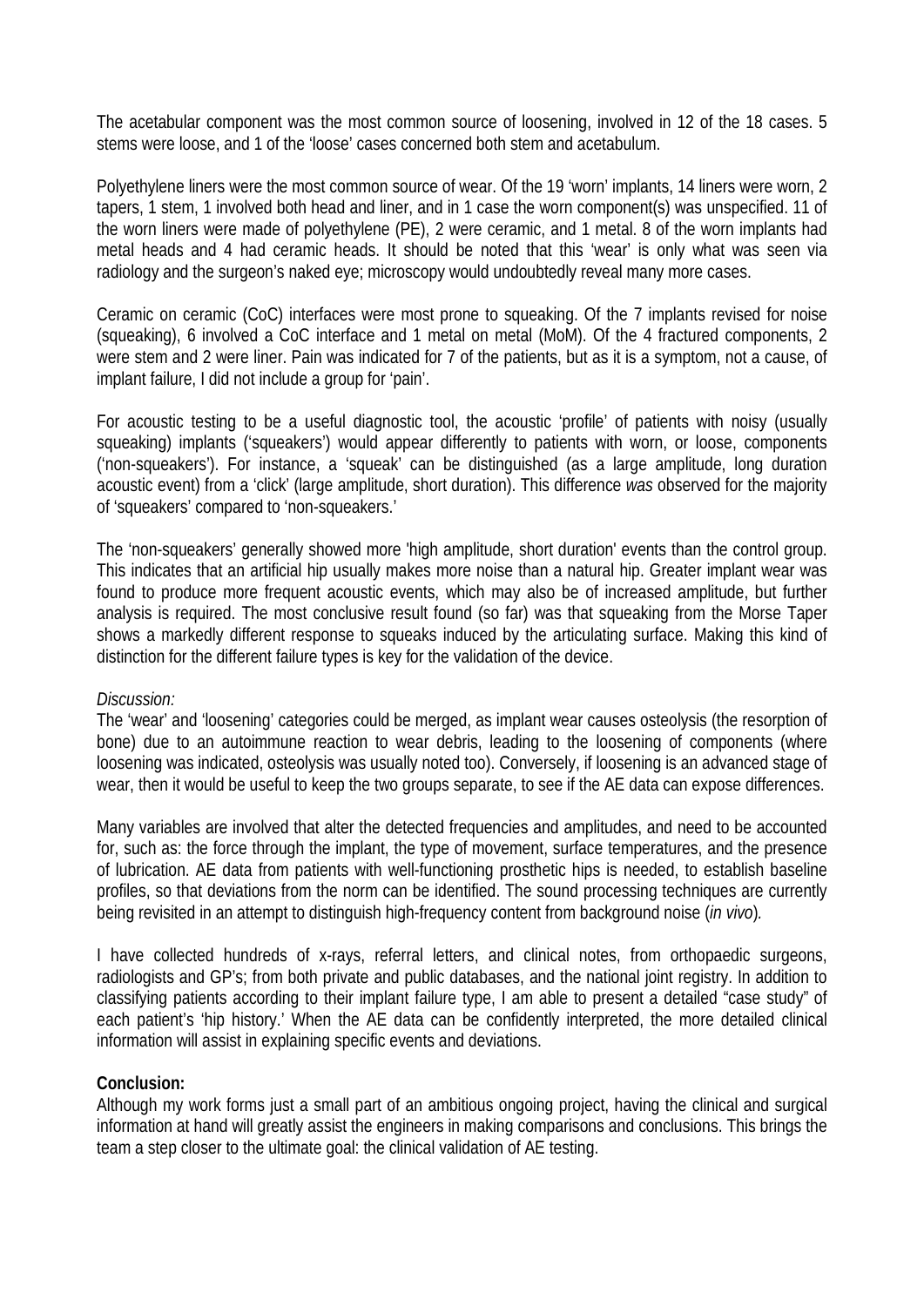The acetabular component was the most common source of loosening, involved in 12 of the 18 cases. 5 stems were loose, and 1 of the 'loose' cases concerned both stem and acetabulum.

Polyethylene liners were the most common source of wear. Of the 19 'worn' implants, 14 liners were worn, 2 tapers, 1 stem, 1 involved both head and liner, and in 1 case the worn component(s) was unspecified. 11 of the worn liners were made of polyethylene (PE), 2 were ceramic, and 1 metal. 8 of the worn implants had metal heads and 4 had ceramic heads. It should be noted that this 'wear' is only what was seen via radiology and the surgeon's naked eye; microscopy would undoubtedly reveal many more cases.

Ceramic on ceramic (CoC) interfaces were most prone to squeaking. Of the 7 implants revised for noise (squeaking), 6 involved a CoC interface and 1 metal on metal (MoM). Of the 4 fractured components, 2 were stem and 2 were liner. Pain was indicated for 7 of the patients, but as it is a symptom, not a cause, of implant failure, I did not include a group for 'pain'.

For acoustic testing to be a useful diagnostic tool, the acoustic 'profile' of patients with noisy (usually squeaking) implants ('squeakers') would appear differently to patients with worn, or loose, components ('non-squeakers'). For instance, a 'squeak' can be distinguished (as a large amplitude, long duration acoustic event) from a 'click' (large amplitude, short duration). This difference *was* observed for the majority of 'squeakers' compared to 'non-squeakers.'

The 'non-squeakers' generally showed more 'high amplitude, short duration' events than the control group. This indicates that an artificial hip usually makes more noise than a natural hip. Greater implant wear was found to produce more frequent acoustic events, which may also be of increased amplitude, but further analysis is required. The most conclusive result found (so far) was that squeaking from the Morse Taper shows a markedly different response to squeaks induced by the articulating surface. Making this kind of distinction for the different failure types is key for the validation of the device.

*Discussion:*

The 'wear' and 'loosening' categories could be merged, as implant wear causes osteolysis (the resorption of bone) due to an autoimmune reaction to wear debris, leading to the loosening of components (where loosening was indicated, osteolysis was usually noted too). Conversely, if loosening is an advanced stage of wear, then it would be useful to keep the two groups separate, to see if the AE data can expose differences.

Many variables are involved that alter the detected frequencies and amplitudes, and need to be accounted for, such as: the force through the implant, the type of movement, surface temperatures, and the presence of lubrication. AE data from patients with well-functioning prosthetic hips is needed, to establish baseline profiles, so that deviations from the norm can be identified. The sound processing techniques are currently being revisited in an attempt to distinguish high-frequency content from background noise (*in vivo*).

I have collected hundreds of x-rays, referral letters, and clinical notes, from orthopaedic surgeons, radiologists and GP's; from both private and public databases, and the national joint registry. In addition to classifying patients according to their implant failure type, I am able to present a detailed "case study" of each patient's 'hip history.' When the AE data can be confidently interpreted, the more detailed clinical information will assist in explaining specific events and deviations.

**Conclusion:**

Although my work forms just a small part of an ambitious ongoing project, having the clinical and surgical information at hand will greatly assist the engineers in making comparisons and conclusions. This brings the team a step closer to the ultimate goal: the clinical validation of AE testing.